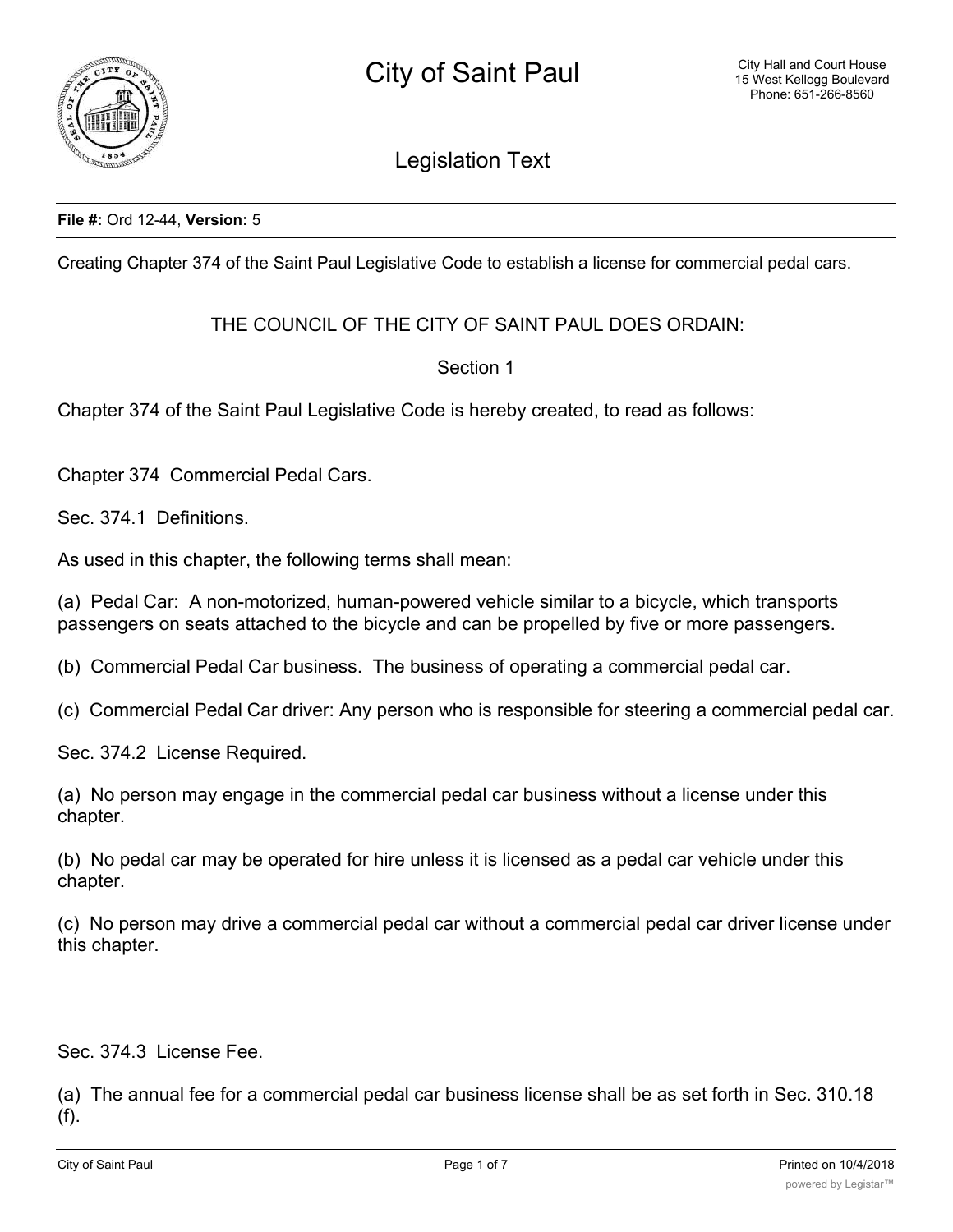# City of Saint Paul

City Hall and Court House
15 West Kellogg Boulevard
Phone: 651-266-8560

## Legislation Text

**File #:** Ord 12-44, **Version:** 5

Creating Chapter 374 of the Saint Paul Legislative Code to establish a license for commercial pedal cars.

THE COUNCIL OF THE CITY OF SAINT PAUL DOES ORDAIN:

Section 1

Chapter 374 of the Saint Paul Legislative Code is hereby created, to read as follows:

Chapter 374 Commercial Pedal Cars.

Sec. 374.1 Definitions.

As used in this chapter, the following terms shall mean:

(a) Pedal Car: A non-motorized, human-powered vehicle similar to a bicycle, which transports passengers on seats attached to the bicycle and can be propelled by five or more passengers.

(b) Commercial Pedal Car business. The business of operating a commercial pedal car.

(c) Commercial Pedal Car driver: Any person who is responsible for steering a commercial pedal car.

Sec. 374.2 License Required.

(a) No person may engage in the commercial pedal car business without a license under this chapter.

(b) No pedal car may be operated for hire unless it is licensed as a pedal car vehicle under this chapter.

(c) No person may drive a commercial pedal car without a commercial pedal car driver license under this chapter.

Sec. 374.3 License Fee.

(a) The annual fee for a commercial pedal car business license shall be as set forth in Sec. 310.18 (f).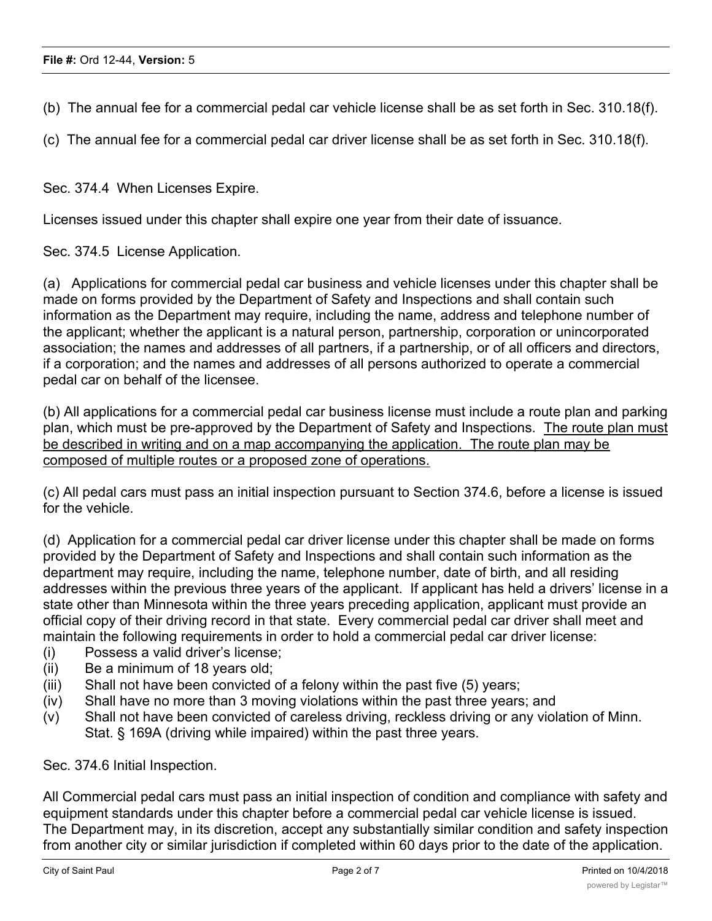(b) The annual fee for a commercial pedal car vehicle license shall be as set forth in Sec. 310.18(f).

(c) The annual fee for a commercial pedal car driver license shall be as set forth in Sec. 310.18(f).

Sec. 374.4 When Licenses Expire.

Licenses issued under this chapter shall expire one year from their date of issuance.

Sec. 374.5 License Application.

(a) Applications for commercial pedal car business and vehicle licenses under this chapter shall be made on forms provided by the Department of Safety and Inspections and shall contain such information as the Department may require, including the name, address and telephone number of the applicant; whether the applicant is a natural person, partnership, corporation or unincorporated association; the names and addresses of all partners, if a partnership, or of all officers and directors, if a corporation; and the names and addresses of all persons authorized to operate a commercial pedal car on behalf of the licensee.

(b) All applications for a commercial pedal car business license must include a route plan and parking plan, which must be pre-approved by the Department of Safety and Inspections. <u>The route plan must be described in writing and on a map accompanying the application. The route plan may be composed of multiple routes or a proposed zone of operations.</u>

(c) All pedal cars must pass an initial inspection pursuant to Section 374.6, before a license is issued for the vehicle.

(d) Application for a commercial pedal car driver license under this chapter shall be made on forms provided by the Department of Safety and Inspections and shall contain such information as the department may require, including the name, telephone number, date of birth, and all residing addresses within the previous three years of the applicant. If applicant has held a drivers' license in a state other than Minnesota within the three years preceding application, applicant must provide an official copy of their driving record in that state. Every commercial pedal car driver shall meet and maintain the following requirements in order to hold a commercial pedal car driver license:

(i) Possess a valid driver's license;
(ii) Be a minimum of 18 years old;
(iii) Shall not have been convicted of a felony within the past five (5) years;
(iv) Shall have no more than 3 moving violations within the past three years; and
(v) Shall not have been convicted of careless driving, reckless driving or any violation of Minn. Stat. § 169A (driving while impaired) within the past three years.

Sec. 374.6 Initial Inspection.

All Commercial pedal cars must pass an initial inspection of condition and compliance with safety and equipment standards under this chapter before a commercial pedal car vehicle license is issued. The Department may, in its discretion, accept any substantially similar condition and safety inspection from another city or similar jurisdiction if completed within 60 days prior to the date of the application.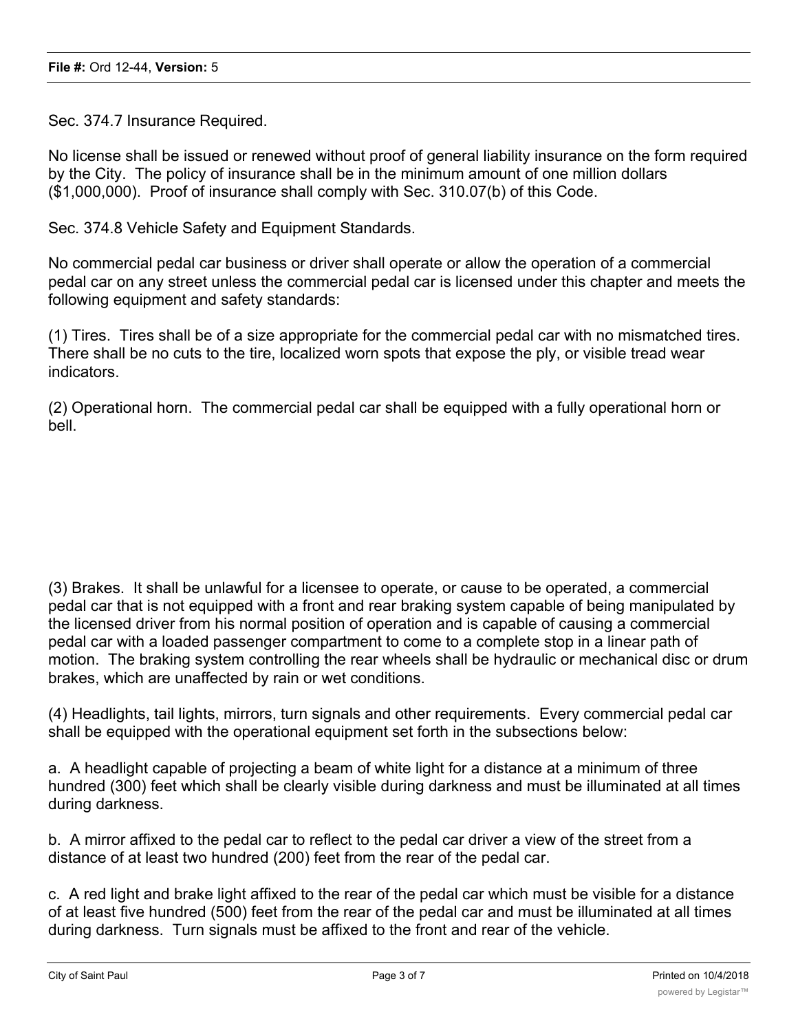Sec. 374.7 Insurance Required.

No license shall be issued or renewed without proof of general liability insurance on the form required by the City. The policy of insurance shall be in the minimum amount of one million dollars ($1,000,000). Proof of insurance shall comply with Sec. 310.07(b) of this Code.

Sec. 374.8 Vehicle Safety and Equipment Standards.

No commercial pedal car business or driver shall operate or allow the operation of a commercial pedal car on any street unless the commercial pedal car is licensed under this chapter and meets the following equipment and safety standards:

(1) Tires. Tires shall be of a size appropriate for the commercial pedal car with no mismatched tires. There shall be no cuts to the tire, localized worn spots that expose the ply, or visible tread wear indicators.

(2) Operational horn. The commercial pedal car shall be equipped with a fully operational horn or bell.

(3) Brakes. It shall be unlawful for a licensee to operate, or cause to be operated, a commercial pedal car that is not equipped with a front and rear braking system capable of being manipulated by the licensed driver from his normal position of operation and is capable of causing a commercial pedal car with a loaded passenger compartment to come to a complete stop in a linear path of motion. The braking system controlling the rear wheels shall be hydraulic or mechanical disc or drum brakes, which are unaffected by rain or wet conditions.

(4) Headlights, tail lights, mirrors, turn signals and other requirements. Every commercial pedal car shall be equipped with the operational equipment set forth in the subsections below:

a. A headlight capable of projecting a beam of white light for a distance at a minimum of three hundred (300) feet which shall be clearly visible during darkness and must be illuminated at all times during darkness.

b. A mirror affixed to the pedal car to reflect to the pedal car driver a view of the street from a distance of at least two hundred (200) feet from the rear of the pedal car.

c. A red light and brake light affixed to the rear of the pedal car which must be visible for a distance of at least five hundred (500) feet from the rear of the pedal car and must be illuminated at all times during darkness. Turn signals must be affixed to the front and rear of the vehicle.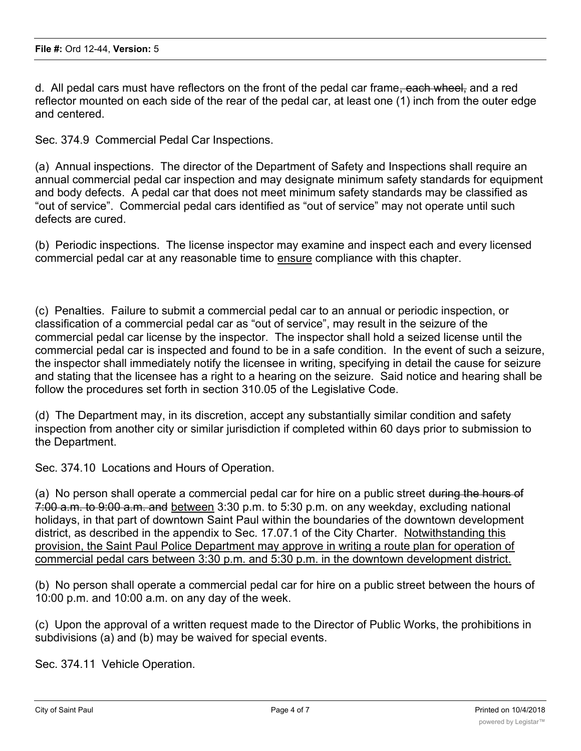d. All pedal cars must have reflectors on the front of the pedal car frame~~, each wheel,~~ and a red reflector mounted on each side of the rear of the pedal car, at least one (1) inch from the outer edge and centered.

Sec. 374.9 Commercial Pedal Car Inspections.

(a) Annual inspections. The director of the Department of Safety and Inspections shall require an annual commercial pedal car inspection and may designate minimum safety standards for equipment and body defects. A pedal car that does not meet minimum safety standards may be classified as "out of service". Commercial pedal cars identified as "out of service" may not operate until such defects are cured.

(b) Periodic inspections. The license inspector may examine and inspect each and every licensed commercial pedal car at any reasonable time to <u>ensure</u> compliance with this chapter.

(c) Penalties. Failure to submit a commercial pedal car to an annual or periodic inspection, or classification of a commercial pedal car as "out of service", may result in the seizure of the commercial pedal car license by the inspector. The inspector shall hold a seized license until the commercial pedal car is inspected and found to be in a safe condition. In the event of such a seizure, the inspector shall immediately notify the licensee in writing, specifying in detail the cause for seizure and stating that the licensee has a right to a hearing on the seizure. Said notice and hearing shall be follow the procedures set forth in section 310.05 of the Legislative Code.

(d) The Department may, in its discretion, accept any substantially similar condition and safety inspection from another city or similar jurisdiction if completed within 60 days prior to submission to the Department.

Sec. 374.10 Locations and Hours of Operation.

(a) No person shall operate a commercial pedal car for hire on a public street ~~during the hours of 7:00 a.m. to 9:00 a.m. and~~ <u>between</u> 3:30 p.m. to 5:30 p.m. on any weekday, excluding national holidays, in that part of downtown Saint Paul within the boundaries of the downtown development district, as described in the appendix to Sec. 17.07.1 of the City Charter. <u>Notwithstanding this provision, the Saint Paul Police Department may approve in writing a route plan for operation of commercial pedal cars between 3:30 p.m. and 5:30 p.m. in the downtown development district.</u>

(b) No person shall operate a commercial pedal car for hire on a public street between the hours of 10:00 p.m. and 10:00 a.m. on any day of the week.

(c) Upon the approval of a written request made to the Director of Public Works, the prohibitions in subdivisions (a) and (b) may be waived for special events.

Sec. 374.11 Vehicle Operation.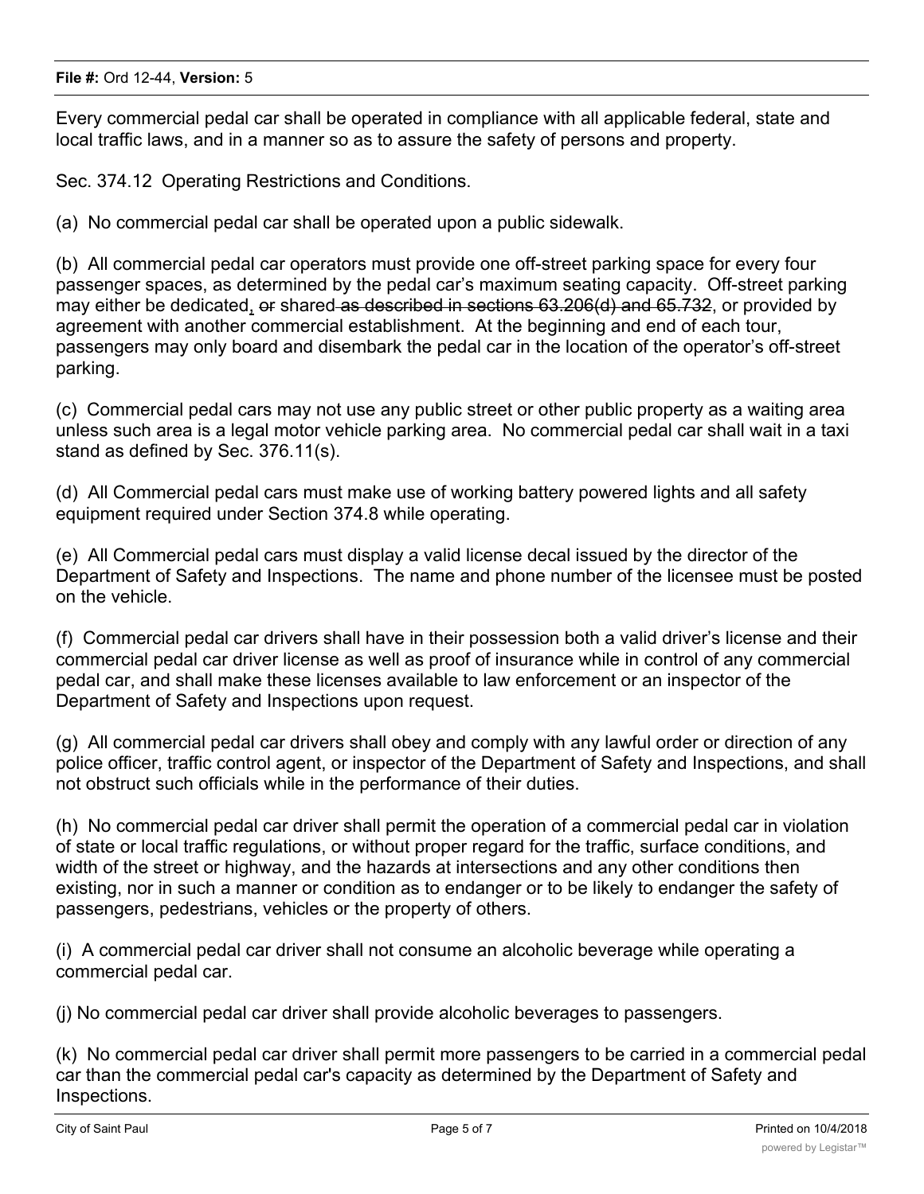Every commercial pedal car shall be operated in compliance with all applicable federal, state and local traffic laws, and in a manner so as to assure the safety of persons and property.

Sec. 374.12 Operating Restrictions and Conditions.

(a) No commercial pedal car shall be operated upon a public sidewalk.

(b) All commercial pedal car operators must provide one off-street parking space for every four passenger spaces, as determined by the pedal car's maximum seating capacity. Off-street parking may either be dedicated, ~~or~~ shared ~~as described in sections 63.206(d) and 65.732~~, or provided by agreement with another commercial establishment. At the beginning and end of each tour, passengers may only board and disembark the pedal car in the location of the operator's off-street parking.

(c) Commercial pedal cars may not use any public street or other public property as a waiting area unless such area is a legal motor vehicle parking area. No commercial pedal car shall wait in a taxi stand as defined by Sec. 376.11(s).

(d) All Commercial pedal cars must make use of working battery powered lights and all safety equipment required under Section 374.8 while operating.

(e) All Commercial pedal cars must display a valid license decal issued by the director of the Department of Safety and Inspections. The name and phone number of the licensee must be posted on the vehicle.

(f) Commercial pedal car drivers shall have in their possession both a valid driver's license and their commercial pedal car driver license as well as proof of insurance while in control of any commercial pedal car, and shall make these licenses available to law enforcement or an inspector of the Department of Safety and Inspections upon request.

(g) All commercial pedal car drivers shall obey and comply with any lawful order or direction of any police officer, traffic control agent, or inspector of the Department of Safety and Inspections, and shall not obstruct such officials while in the performance of their duties.

(h) No commercial pedal car driver shall permit the operation of a commercial pedal car in violation of state or local traffic regulations, or without proper regard for the traffic, surface conditions, and width of the street or highway, and the hazards at intersections and any other conditions then existing, nor in such a manner or condition as to endanger or to be likely to endanger the safety of passengers, pedestrians, vehicles or the property of others.

(i) A commercial pedal car driver shall not consume an alcoholic beverage while operating a commercial pedal car.

(j) No commercial pedal car driver shall provide alcoholic beverages to passengers.

(k) No commercial pedal car driver shall permit more passengers to be carried in a commercial pedal car than the commercial pedal car's capacity as determined by the Department of Safety and Inspections.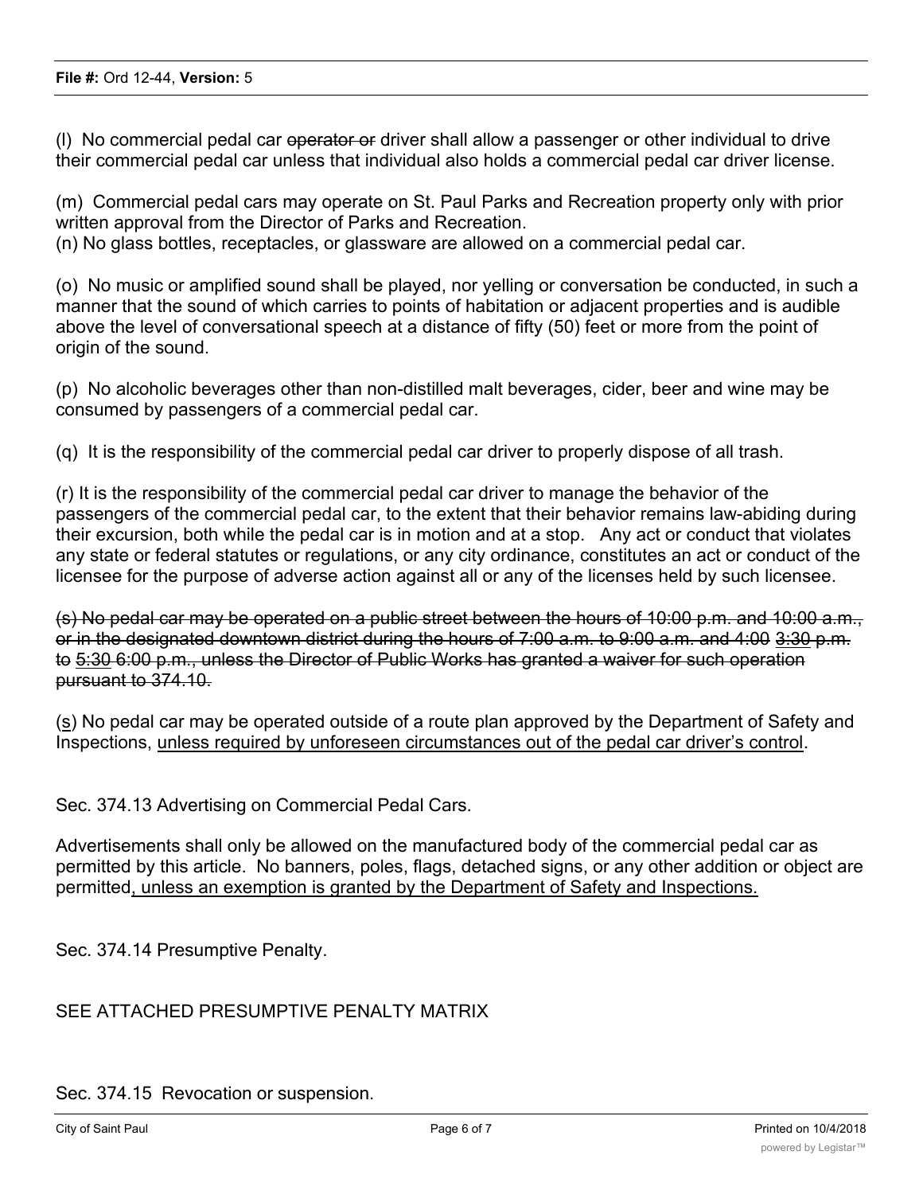(l) No commercial pedal car ~~operator or~~ driver shall allow a passenger or other individual to drive their commercial pedal car unless that individual also holds a commercial pedal car driver license.

(m) Commercial pedal cars may operate on St. Paul Parks and Recreation property only with prior written approval from the Director of Parks and Recreation.
(n) No glass bottles, receptacles, or glassware are allowed on a commercial pedal car.

(o) No music or amplified sound shall be played, nor yelling or conversation be conducted, in such a manner that the sound of which carries to points of habitation or adjacent properties and is audible above the level of conversational speech at a distance of fifty (50) feet or more from the point of origin of the sound.

(p) No alcoholic beverages other than non-distilled malt beverages, cider, beer and wine may be consumed by passengers of a commercial pedal car.

(q) It is the responsibility of the commercial pedal car driver to properly dispose of all trash.

(r) It is the responsibility of the commercial pedal car driver to manage the behavior of the passengers of the commercial pedal car, to the extent that their behavior remains law-abiding during their excursion, both while the pedal car is in motion and at a stop. Any act or conduct that violates any state or federal statutes or regulations, or any city ordinance, constitutes an act or conduct of the licensee for the purpose of adverse action against all or any of the licenses held by such licensee.

~~(s) No pedal car may be operated on a public street between the hours of 10:00 p.m. and 10:00 a.m., or in the designated downtown district during the hours of 7:00 a.m. to 9:00 a.m. and 4:00~~ <u>3:30</u> ~~p.m. to~~ <u>5:30</u> ~~6:00 p.m., unless the Director of Public Works has granted a waiver for such operation pursuant to 374.10.~~

(<u>s</u>) No pedal car may be operated outside of a route plan approved by the Department of Safety and Inspections, <u>unless required by unforeseen circumstances out of the pedal car driver's control</u>.

Sec. 374.13 Advertising on Commercial Pedal Cars.

Advertisements shall only be allowed on the manufactured body of the commercial pedal car as permitted by this article. No banners, poles, flags, detached signs, or any other addition or object are permitted<u>, unless an exemption is granted by the Department of Safety and Inspections.</u>

Sec. 374.14 Presumptive Penalty.

SEE ATTACHED PRESUMPTIVE PENALTY MATRIX

Sec. 374.15 Revocation or suspension.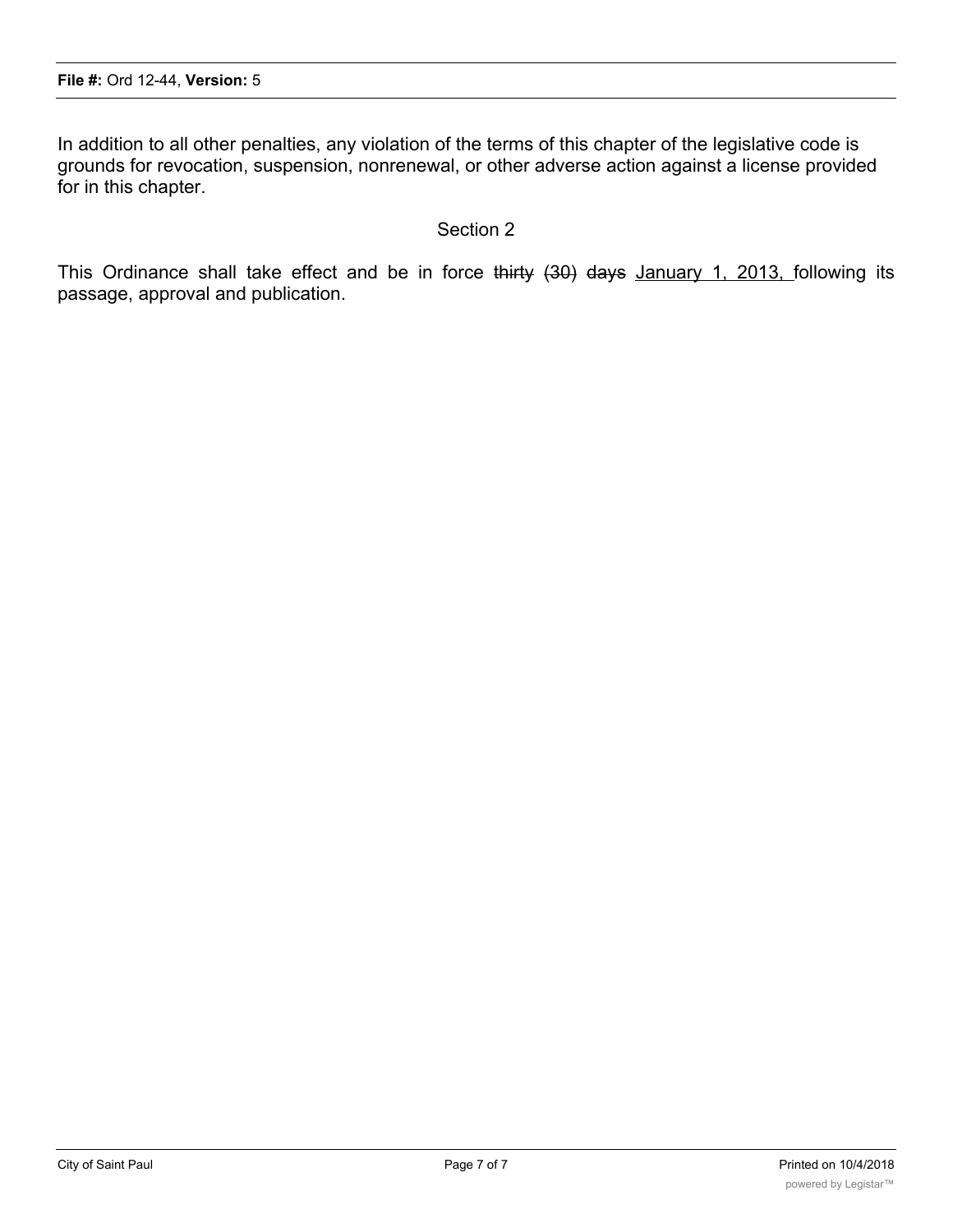In addition to all other penalties, any violation of the terms of this chapter of the legislative code is grounds for revocation, suspension, nonrenewal, or other adverse action against a license provided for in this chapter.

Section 2

This Ordinance shall take effect and be in force ~~thirty (30) days~~ <u>January 1, 2013,</u> following its passage, approval and publication.